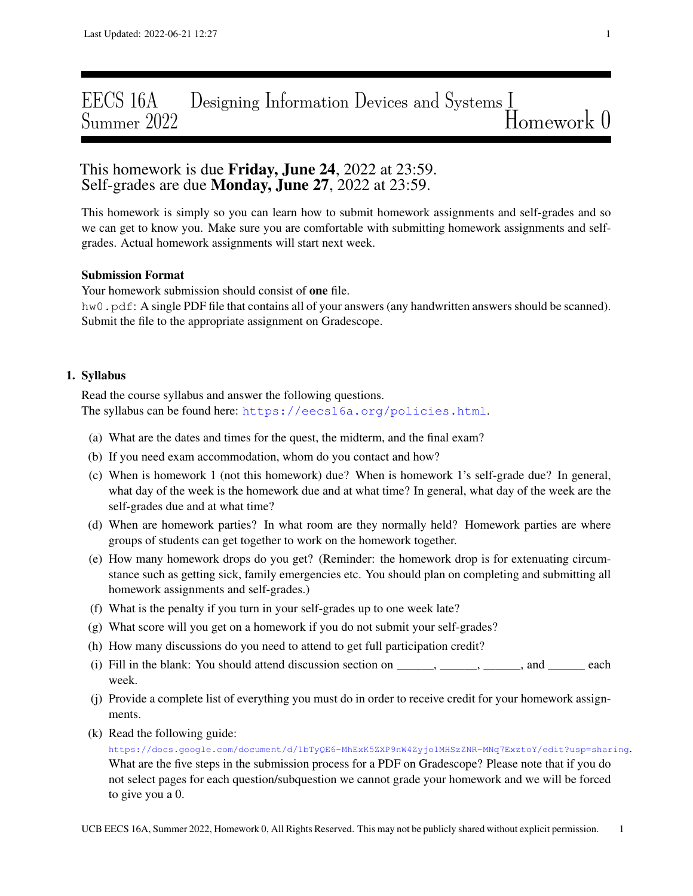# EECS 16A Designing Information Devices and Systems I
## Summer 2022 Homework 0

**This homework is due Friday, June 24, 2022 at 23:59.**
**Self-grades are due Monday, June 27, 2022 at 23:59.**

This homework is simply so you can learn how to submit homework assignments and self-grades and so we can get to know you. Make sure you are comfortable with submitting homework assignments and self-grades. Actual homework assignments will start next week.

**Submission Format**
Your homework submission should consist of **one** file.
`hw0.pdf`: A single PDF file that contains all of your answers (any handwritten answers should be scanned). Submit the file to the appropriate assignment on Gradescope.

### 1. Syllabus

Read the course syllabus and answer the following questions.
The syllabus can be found here: https://eecs16a.org/policies.html.

(a) What are the dates and times for the quest, the midterm, and the final exam?

(b) If you need exam accommodation, whom do you contact and how?

(c) When is homework 1 (not this homework) due? When is homework 1's self-grade due? In general, what day of the week is the homework due and at what time? In general, what day of the week are the self-grades due and at what time?

(d) When are homework parties? In what room are they normally held? Homework parties are where groups of students can get together to work on the homework together.

(e) How many homework drops do you get? (Reminder: the homework drop is for extenuating circumstance such as getting sick, family emergencies etc. You should plan on completing and submitting all homework assignments and self-grades.)

(f) What is the penalty if you turn in your self-grades up to one week late?

(g) What score will you get on a homework if you do not submit your self-grades?

(h) How many discussions do you need to attend to get full participation credit?

(i) Fill in the blank: You should attend discussion section on ______, ______, ______, and ______ each week.

(j) Provide a complete list of everything you must do in order to receive credit for your homework assignments.

(k) Read the following guide:
https://docs.google.com/document/d/1bTyQE6-MhExK5ZXP9nW4Zyjo1MHSzZNR-MNq7ExztoY/edit?usp=sharing.
What are the five steps in the submission process for a PDF on Gradescope? Please note that if you do not select pages for each question/subquestion we cannot grade your homework and we will be forced to give you a 0.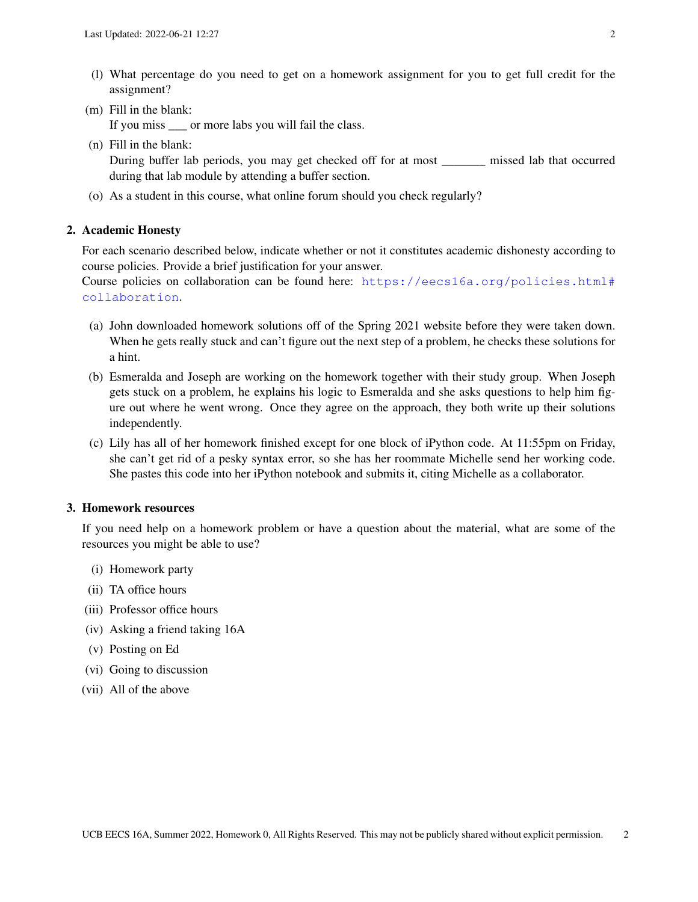(l) What percentage do you need to get on a homework assignment for you to get full credit for the assignment?

(m) Fill in the blank:
If you miss ___ or more labs you will fail the class.

(n) Fill in the blank:
During buffer lab periods, you may get checked off for at most _______ missed lab that occurred during that lab module by attending a buffer section.

(o) As a student in this course, what online forum should you check regularly?

## 2. Academic Honesty

For each scenario described below, indicate whether or not it constitutes academic dishonesty according to course policies. Provide a brief justification for your answer.
Course policies on collaboration can be found here: https://eecs16a.org/policies.html#collaboration.

(a) John downloaded homework solutions off of the Spring 2021 website before they were taken down. When he gets really stuck and can't figure out the next step of a problem, he checks these solutions for a hint.

(b) Esmeralda and Joseph are working on the homework together with their study group. When Joseph gets stuck on a problem, he explains his logic to Esmeralda and she asks questions to help him figure out where he went wrong. Once they agree on the approach, they both write up their solutions independently.

(c) Lily has all of her homework finished except for one block of iPython code. At 11:55pm on Friday, she can't get rid of a pesky syntax error, so she has her roommate Michelle send her working code. She pastes this code into her iPython notebook and submits it, citing Michelle as a collaborator.

## 3. Homework resources

If you need help on a homework problem or have a question about the material, what are some of the resources you might be able to use?

(i) Homework party

(ii) TA office hours

(iii) Professor office hours

(iv) Asking a friend taking 16A

(v) Posting on Ed

(vi) Going to discussion

(vii) All of the above